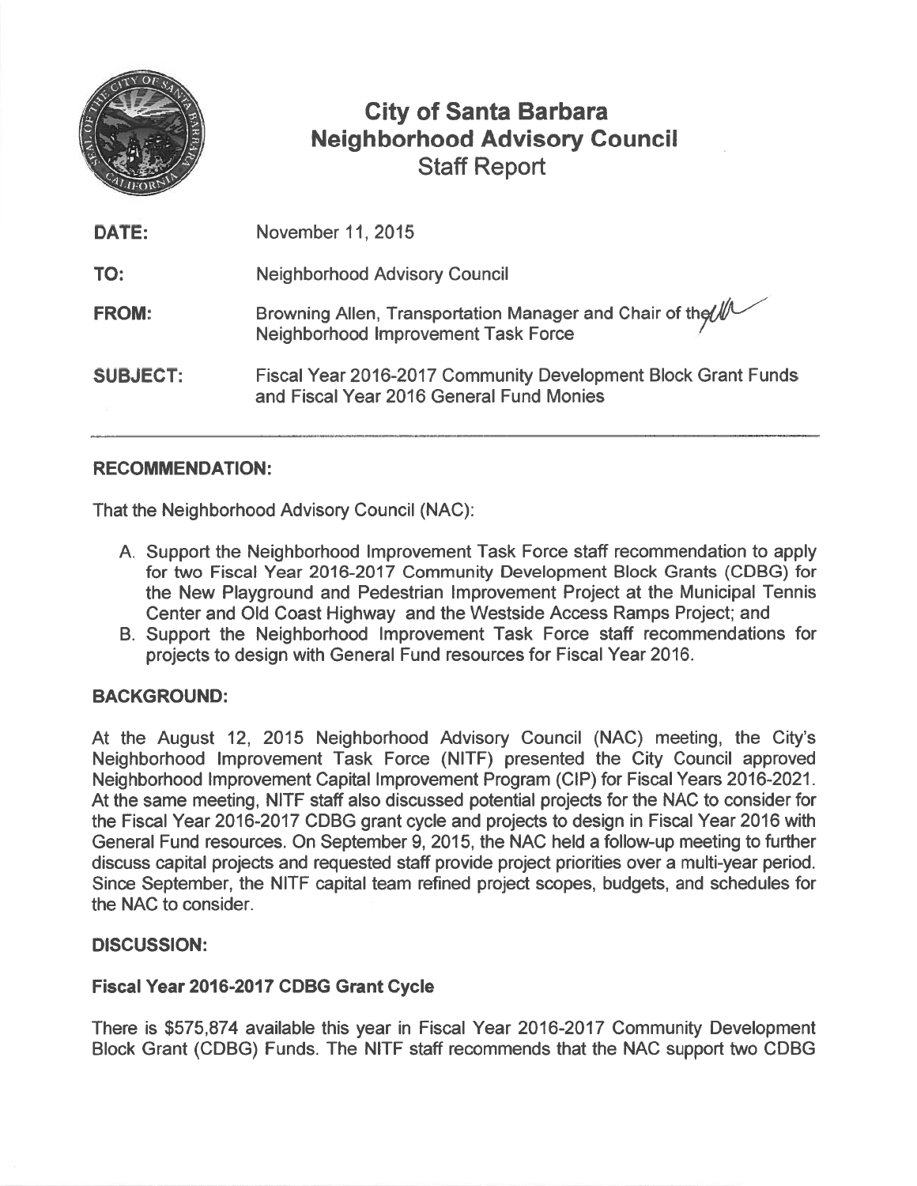# City of Santa Barbara Neighborhood Advisory Council

## Staff Report

**DATE:** November 11, 2015

**TO:** Neighborhood Advisory Council

**FROM:** Browning Allen, Transportation Manager and Chair of the Neighborhood Improvement Task Force

**SUBJECT:** Fiscal Year 2016-2017 Community Development Block Grant Funds and Fiscal Year 2016 General Fund Monies

---

### RECOMMENDATION:

That the Neighborhood Advisory Council (NAC):

A. Support the Neighborhood Improvement Task Force staff recommendation to apply for two Fiscal Year 2016-2017 Community Development Block Grants (CDBG) for the New Playground and Pedestrian Improvement Project at the Municipal Tennis Center and Old Coast Highway and the Westside Access Ramps Project; and

B. Support the Neighborhood Improvement Task Force staff recommendations for projects to design with General Fund resources for Fiscal Year 2016.

### BACKGROUND:

At the August 12, 2015 Neighborhood Advisory Council (NAC) meeting, the City's Neighborhood Improvement Task Force (NITF) presented the City Council approved Neighborhood Improvement Capital Improvement Program (CIP) for Fiscal Years 2016-2021. At the same meeting, NITF staff also discussed potential projects for the NAC to consider for the Fiscal Year 2016-2017 CDBG grant cycle and projects to design in Fiscal Year 2016 with General Fund resources. On September 9, 2015, the NAC held a follow-up meeting to further discuss capital projects and requested staff provide project priorities over a multi-year period. Since September, the NITF capital team refined project scopes, budgets, and schedules for the NAC to consider.

### DISCUSSION:

#### Fiscal Year 2016-2017 CDBG Grant Cycle

There is $575,874 available this year in Fiscal Year 2016-2017 Community Development Block Grant (CDBG) Funds. The NITF staff recommends that the NAC support two CDBG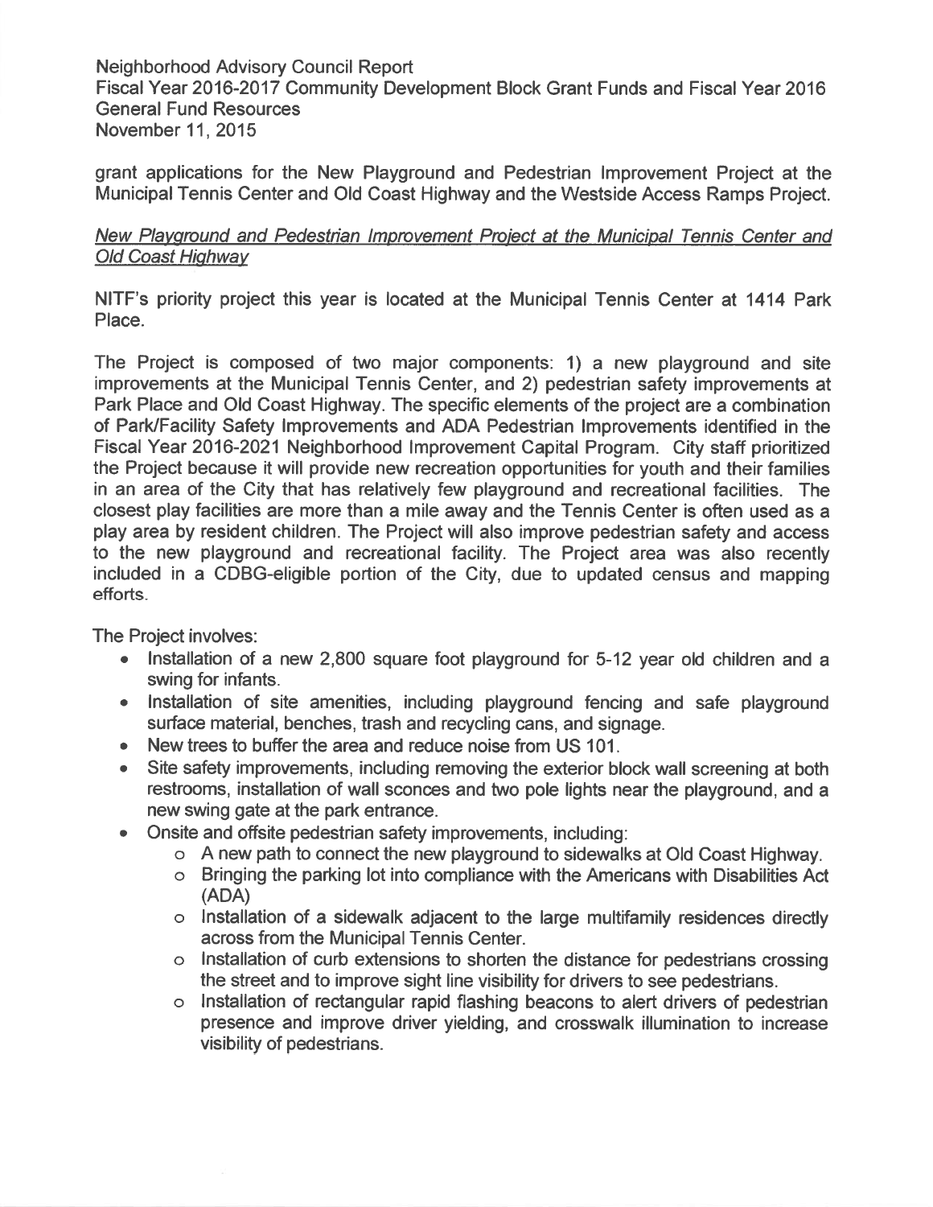grant applications for the New Playground and Pedestrian Improvement Project at the Municipal Tennis Center and Old Coast Highway and the Westside Access Ramps Project.

*New Playground and Pedestrian Improvement Project at the Municipal Tennis Center and Old Coast Highway*

NITF's priority project this year is located at the Municipal Tennis Center at 1414 Park Place.

The Project is composed of two major components: 1) a new playground and site improvements at the Municipal Tennis Center, and 2) pedestrian safety improvements at Park Place and Old Coast Highway. The specific elements of the project are a combination of Park/Facility Safety Improvements and ADA Pedestrian Improvements identified in the Fiscal Year 2016-2021 Neighborhood Improvement Capital Program. City staff prioritized the Project because it will provide new recreation opportunities for youth and their families in an area of the City that has relatively few playground and recreational facilities. The closest play facilities are more than a mile away and the Tennis Center is often used as a play area by resident children. The Project will also improve pedestrian safety and access to the new playground and recreational facility. The Project area was also recently included in a CDBG-eligible portion of the City, due to updated census and mapping efforts.

The Project involves:

- Installation of a new 2,800 square foot playground for 5-12 year old children and a swing for infants.
- Installation of site amenities, including playground fencing and safe playground surface material, benches, trash and recycling cans, and signage.
- New trees to buffer the area and reduce noise from US 101.
- Site safety improvements, including removing the exterior block wall screening at both restrooms, installation of wall sconces and two pole lights near the playground, and a new swing gate at the park entrance.
- Onsite and offsite pedestrian safety improvements, including:
  - A new path to connect the new playground to sidewalks at Old Coast Highway.
  - Bringing the parking lot into compliance with the Americans with Disabilities Act (ADA)
  - Installation of a sidewalk adjacent to the large multifamily residences directly across from the Municipal Tennis Center.
  - Installation of curb extensions to shorten the distance for pedestrians crossing the street and to improve sight line visibility for drivers to see pedestrians.
  - Installation of rectangular rapid flashing beacons to alert drivers of pedestrian presence and improve driver yielding, and crosswalk illumination to increase visibility of pedestrians.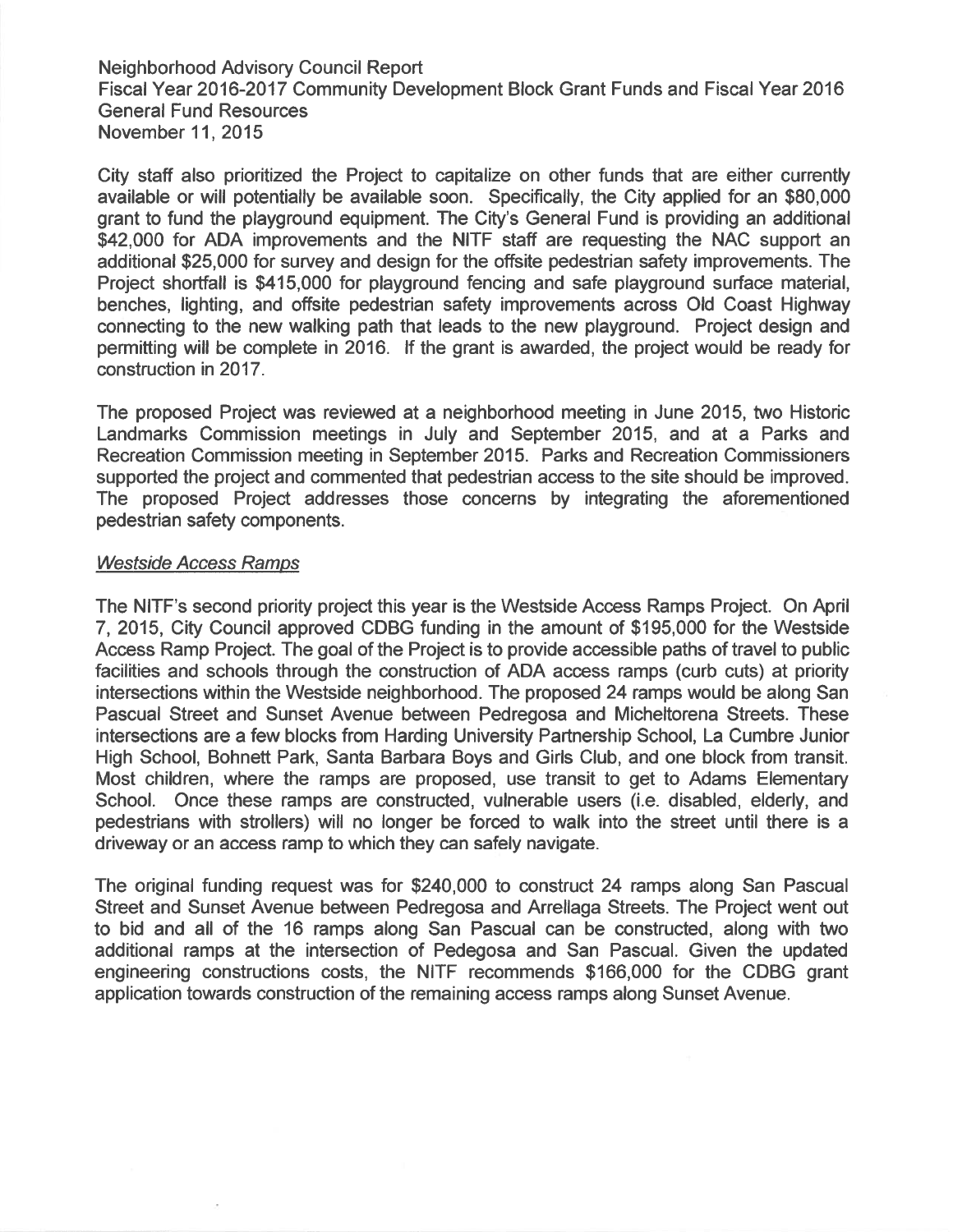City staff also prioritized the Project to capitalize on other funds that are either currently available or will potentially be available soon. Specifically, the City applied for an $80,000 grant to fund the playground equipment. The City's General Fund is providing an additional $42,000 for ADA improvements and the NITF staff are requesting the NAC support an additional $25,000 for survey and design for the offsite pedestrian safety improvements. The Project shortfall is $415,000 for playground fencing and safe playground surface material, benches, lighting, and offsite pedestrian safety improvements across Old Coast Highway connecting to the new walking path that leads to the new playground. Project design and permitting will be complete in 2016. If the grant is awarded, the project would be ready for construction in 2017.

The proposed Project was reviewed at a neighborhood meeting in June 2015, two Historic Landmarks Commission meetings in July and September 2015, and at a Parks and Recreation Commission meeting in September 2015. Parks and Recreation Commissioners supported the project and commented that pedestrian access to the site should be improved. The proposed Project addresses those concerns by integrating the aforementioned pedestrian safety components.

*Westside Access Ramps*

The NITF's second priority project this year is the Westside Access Ramps Project. On April 7, 2015, City Council approved CDBG funding in the amount of $195,000 for the Westside Access Ramp Project. The goal of the Project is to provide accessible paths of travel to public facilities and schools through the construction of ADA access ramps (curb cuts) at priority intersections within the Westside neighborhood. The proposed 24 ramps would be along San Pascual Street and Sunset Avenue between Pedregosa and Micheltorena Streets. These intersections are a few blocks from Harding University Partnership School, La Cumbre Junior High School, Bohnett Park, Santa Barbara Boys and Girls Club, and one block from transit. Most children, where the ramps are proposed, use transit to get to Adams Elementary School. Once these ramps are constructed, vulnerable users (i.e. disabled, elderly, and pedestrians with strollers) will no longer be forced to walk into the street until there is a driveway or an access ramp to which they can safely navigate.

The original funding request was for $240,000 to construct 24 ramps along San Pascual Street and Sunset Avenue between Pedregosa and Arrellaga Streets. The Project went out to bid and all of the 16 ramps along San Pascual can be constructed, along with two additional ramps at the intersection of Pedegosa and San Pascual. Given the updated engineering constructions costs, the NITF recommends $166,000 for the CDBG grant application towards construction of the remaining access ramps along Sunset Avenue.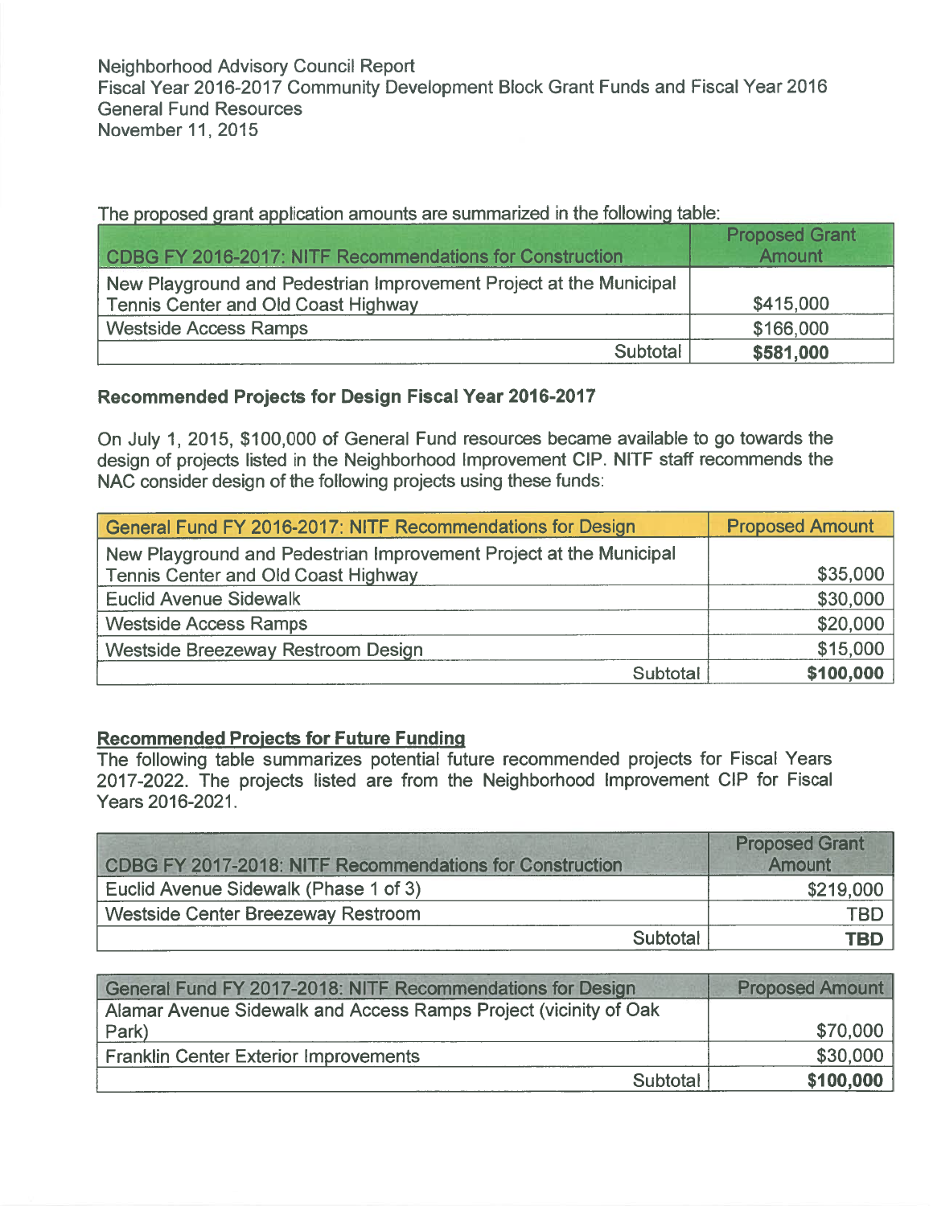Neighborhood Advisory Council Report
Fiscal Year 2016-2017 Community Development Block Grant Funds and Fiscal Year 2016 General Fund Resources
November 11, 2015

The proposed grant application amounts are summarized in the following table:

| CDBG FY 2016-2017: NITF Recommendations for Construction | Proposed Grant Amount |
|---|---|
| New Playground and Pedestrian Improvement Project at the Municipal Tennis Center and Old Coast Highway | $415,000 |
| Westside Access Ramps | $166,000 |
| Subtotal | **$581,000** |

### Recommended Projects for Design Fiscal Year 2016-2017

On July 1, 2015, $100,000 of General Fund resources became available to go towards the design of projects listed in the Neighborhood Improvement CIP. NITF staff recommends the NAC consider design of the following projects using these funds:

| General Fund FY 2016-2017: NITF Recommendations for Design | Proposed Amount |
|---|---|
| New Playground and Pedestrian Improvement Project at the Municipal Tennis Center and Old Coast Highway | $35,000 |
| Euclid Avenue Sidewalk | $30,000 |
| Westside Access Ramps | $20,000 |
| Westside Breezeway Restroom Design | $15,000 |
| Subtotal | **$100,000** |

### Recommended Projects for Future Funding

The following table summarizes potential future recommended projects for Fiscal Years 2017-2022. The projects listed are from the Neighborhood Improvement CIP for Fiscal Years 2016-2021.

| CDBG FY 2017-2018: NITF Recommendations for Construction | Proposed Grant Amount |
|---|---|
| Euclid Avenue Sidewalk (Phase 1 of 3) | $219,000 |
| Westside Center Breezeway Restroom | TBD |
| Subtotal | **TBD** |

| General Fund FY 2017-2018: NITF Recommendations for Design | Proposed Amount |
|---|---|
| Alamar Avenue Sidewalk and Access Ramps Project (vicinity of Oak Park) | $70,000 |
| Franklin Center Exterior Improvements | $30,000 |
| Subtotal | **$100,000** |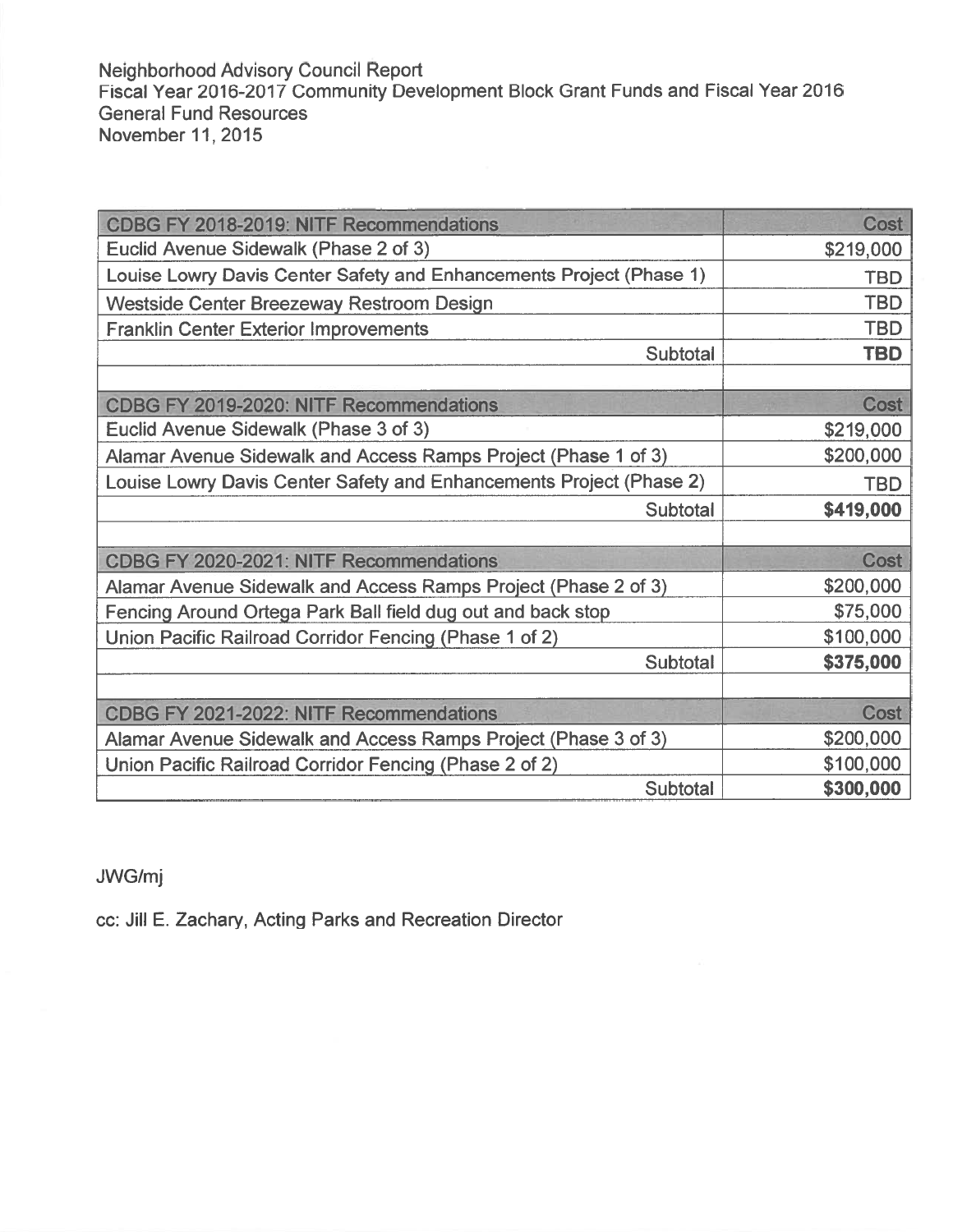Neighborhood Advisory Council Report
Fiscal Year 2016-2017 Community Development Block Grant Funds and Fiscal Year 2016 General Fund Resources
November 11, 2015

| CDBG FY 2018-2019: NITF Recommendations | Cost |
| --- | --- |
| Euclid Avenue Sidewalk (Phase 2 of 3) | $219,000 |
| Louise Lowry Davis Center Safety and Enhancements Project (Phase 1) | TBD |
| Westside Center Breezeway Restroom Design | TBD |
| Franklin Center Exterior Improvements | TBD |
| Subtotal | **TBD** |
| | |
| **CDBG FY 2019-2020: NITF Recommendations** | **Cost** |
| Euclid Avenue Sidewalk (Phase 3 of 3) | $219,000 |
| Alamar Avenue Sidewalk and Access Ramps Project (Phase 1 of 3) | $200,000 |
| Louise Lowry Davis Center Safety and Enhancements Project (Phase 2) | TBD |
| Subtotal | **$419,000** |
| | |
| **CDBG FY 2020-2021: NITF Recommendations** | **Cost** |
| Alamar Avenue Sidewalk and Access Ramps Project (Phase 2 of 3) | $200,000 |
| Fencing Around Ortega Park Ball field dug out and back stop | $75,000 |
| Union Pacific Railroad Corridor Fencing (Phase 1 of 2) | $100,000 |
| Subtotal | **$375,000** |
| | |
| **CDBG FY 2021-2022: NITF Recommendations** | **Cost** |
| Alamar Avenue Sidewalk and Access Ramps Project (Phase 3 of 3) | $200,000 |
| Union Pacific Railroad Corridor Fencing (Phase 2 of 2) | $100,000 |
| Subtotal | **$300,000** |

JWG/mj

cc: Jill E. Zachary, Acting Parks and Recreation Director